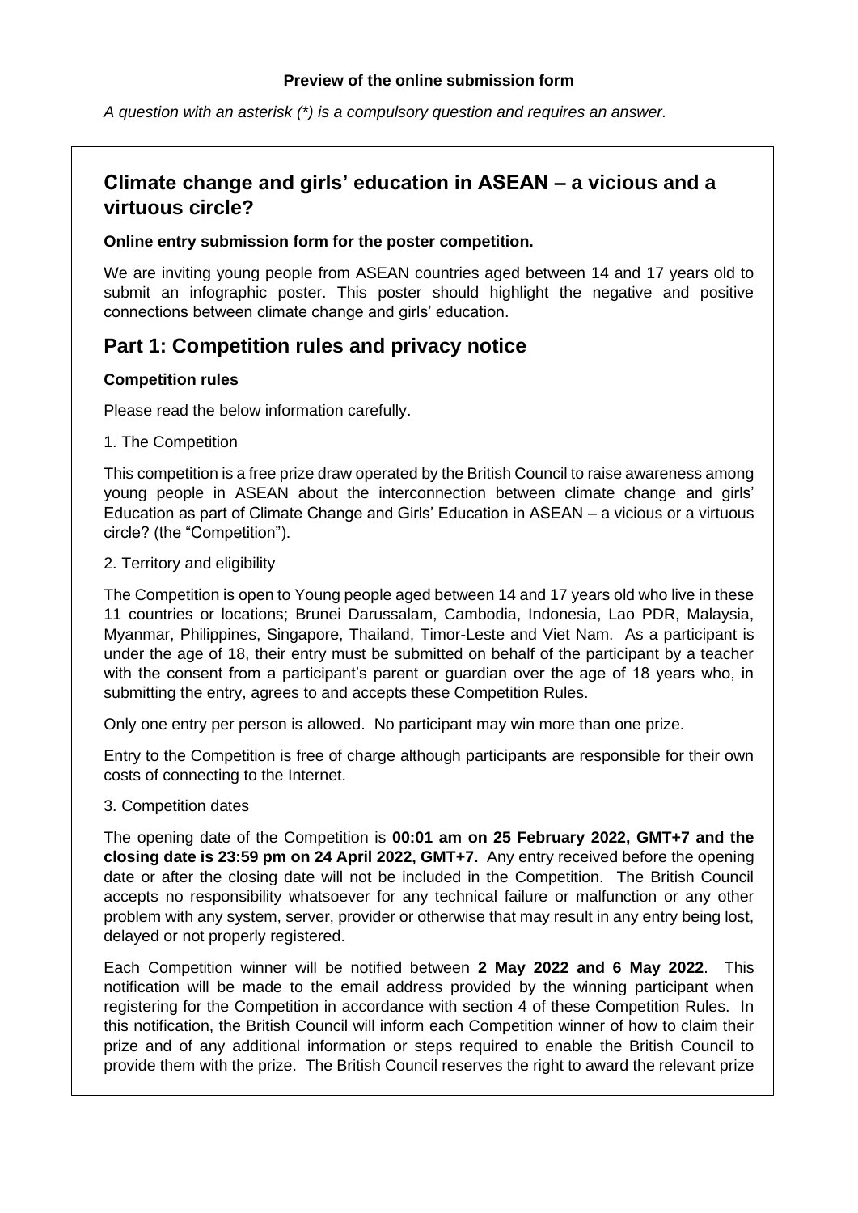**Preview of the online submission form**

*A question with an asterisk (*) is a compulsory question and requires an answer.*

## Climate change and girls' education in ASEAN – a vicious and a virtuous circle?

**Online entry submission form for the poster competition.**

We are inviting young people from ASEAN countries aged between 14 and 17 years old to submit an infographic poster. This poster should highlight the negative and positive connections between climate change and girls' education.

## Part 1: Competition rules and privacy notice

**Competition rules**

Please read the below information carefully.

1. The Competition

This competition is a free prize draw operated by the British Council to raise awareness among young people in ASEAN about the interconnection between climate change and girls' Education as part of Climate Change and Girls' Education in ASEAN – a vicious or a virtuous circle? (the "Competition").

2. Territory and eligibility

The Competition is open to Young people aged between 14 and 17 years old who live in these 11 countries or locations; Brunei Darussalam, Cambodia, Indonesia, Lao PDR, Malaysia, Myanmar, Philippines, Singapore, Thailand, Timor-Leste and Viet Nam. As a participant is under the age of 18, their entry must be submitted on behalf of the participant by a teacher with the consent from a participant's parent or guardian over the age of 18 years who, in submitting the entry, agrees to and accepts these Competition Rules.

Only one entry per person is allowed. No participant may win more than one prize.

Entry to the Competition is free of charge although participants are responsible for their own costs of connecting to the Internet.

3. Competition dates

The opening date of the Competition is **00:01 am on 25 February 2022, GMT+7 and the closing date is 23:59 pm on 24 April 2022, GMT+7.** Any entry received before the opening date or after the closing date will not be included in the Competition. The British Council accepts no responsibility whatsoever for any technical failure or malfunction or any other problem with any system, server, provider or otherwise that may result in any entry being lost, delayed or not properly registered.

Each Competition winner will be notified between **2 May 2022 and 6 May 2022**. This notification will be made to the email address provided by the winning participant when registering for the Competition in accordance with section 4 of these Competition Rules. In this notification, the British Council will inform each Competition winner of how to claim their prize and of any additional information or steps required to enable the British Council to provide them with the prize. The British Council reserves the right to award the relevant prize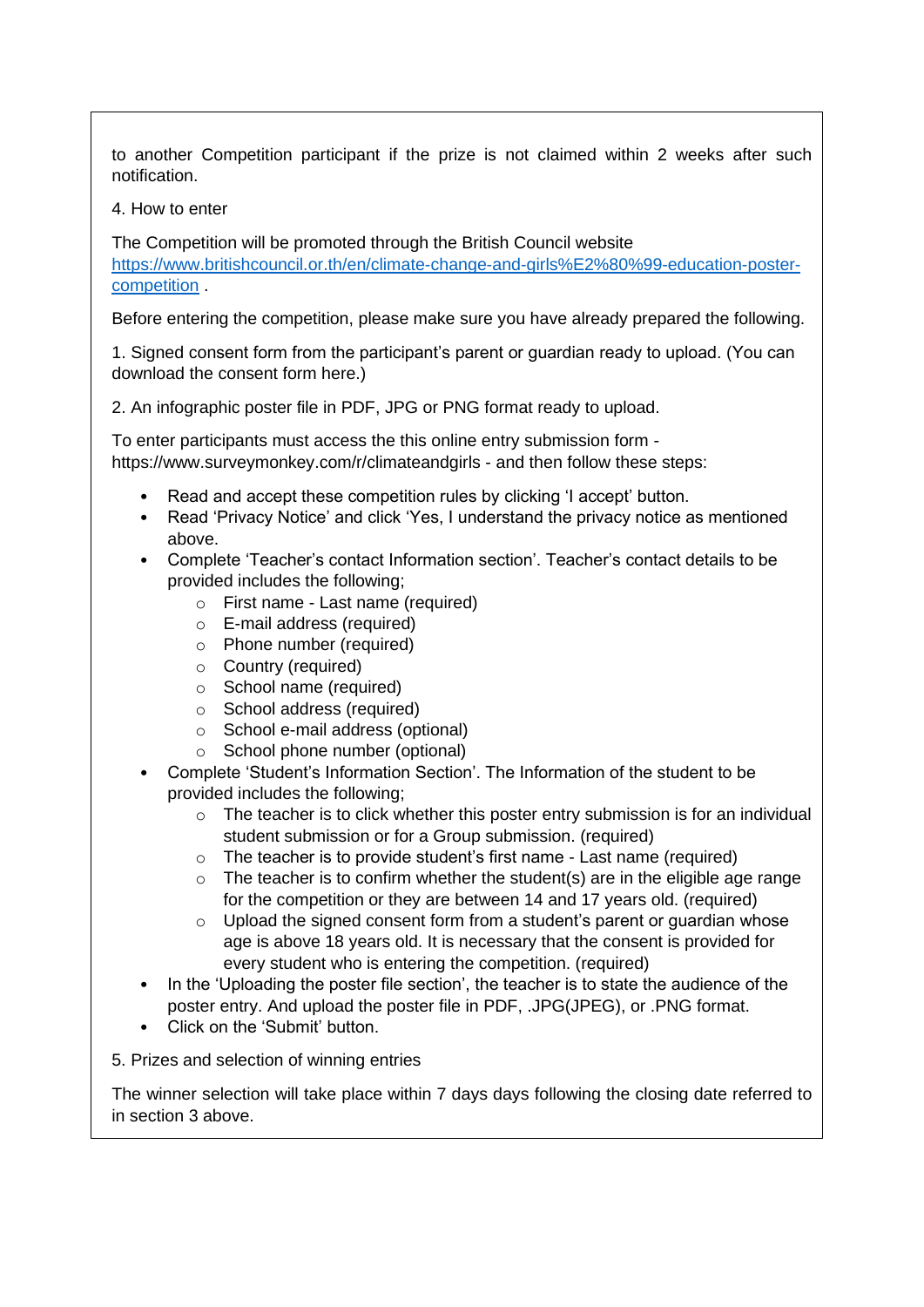to another Competition participant if the prize is not claimed within 2 weeks after such notification.

4. How to enter

The Competition will be promoted through the British Council website [https://www.britishcouncil.or.th/en/climate-change-and-girls%E2%80%99-education-poster-competition](https://www.britishcouncil.or.th/en/climate-change-and-girls%E2%80%99-education-poster-competition) .

Before entering the competition, please make sure you have already prepared the following.

1. Signed consent form from the participant's parent or guardian ready to upload. (You can download the consent form here.)

2. An infographic poster file in PDF, JPG or PNG format ready to upload.

To enter participants must access the this online entry submission form - https://www.surveymonkey.com/r/climateandgirls - and then follow these steps:

- Read and accept these competition rules by clicking 'I accept' button.
- Read 'Privacy Notice' and click 'Yes, I understand the privacy notice as mentioned above.
- Complete 'Teacher's contact Information section'. Teacher's contact details to be provided includes the following;
  - First name - Last name (required)
  - E-mail address (required)
  - Phone number (required)
  - Country (required)
  - School name (required)
  - School address (required)
  - School e-mail address (optional)
  - School phone number (optional)
- Complete 'Student's Information Section'. The Information of the student to be provided includes the following;
  - The teacher is to click whether this poster entry submission is for an individual student submission or for a Group submission. (required)
  - The teacher is to provide student's first name - Last name (required)
  - The teacher is to confirm whether the student(s) are in the eligible age range for the competition or they are between 14 and 17 years old. (required)
  - Upload the signed consent form from a student's parent or guardian whose age is above 18 years old. It is necessary that the consent is provided for every student who is entering the competition. (required)
- In the 'Uploading the poster file section', the teacher is to state the audience of the poster entry. And upload the poster file in PDF, .JPG(JPEG), or .PNG format.
- Click on the 'Submit' button.

5. Prizes and selection of winning entries

The winner selection will take place within 7 days days following the closing date referred to in section 3 above.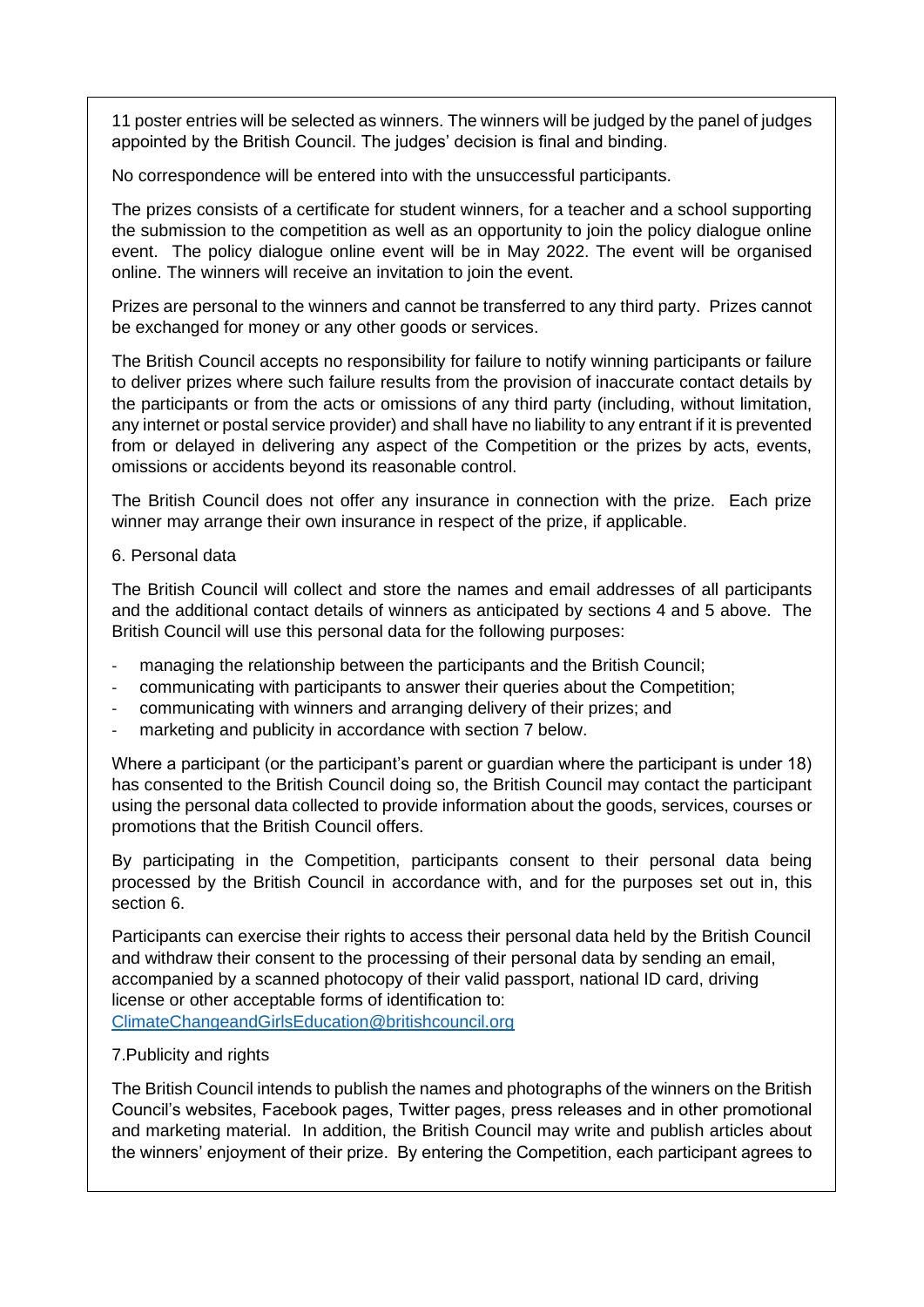11 poster entries will be selected as winners. The winners will be judged by the panel of judges appointed by the British Council. The judges' decision is final and binding.

No correspondence will be entered into with the unsuccessful participants.

The prizes consists of a certificate for student winners, for a teacher and a school supporting the submission to the competition as well as an opportunity to join the policy dialogue online event. The policy dialogue online event will be in May 2022. The event will be organised online. The winners will receive an invitation to join the event.

Prizes are personal to the winners and cannot be transferred to any third party. Prizes cannot be exchanged for money or any other goods or services.

The British Council accepts no responsibility for failure to notify winning participants or failure to deliver prizes where such failure results from the provision of inaccurate contact details by the participants or from the acts or omissions of any third party (including, without limitation, any internet or postal service provider) and shall have no liability to any entrant if it is prevented from or delayed in delivering any aspect of the Competition or the prizes by acts, events, omissions or accidents beyond its reasonable control.

The British Council does not offer any insurance in connection with the prize. Each prize winner may arrange their own insurance in respect of the prize, if applicable.

6. Personal data

The British Council will collect and store the names and email addresses of all participants and the additional contact details of winners as anticipated by sections 4 and 5 above. The British Council will use this personal data for the following purposes:

- managing the relationship between the participants and the British Council;
- communicating with participants to answer their queries about the Competition;
- communicating with winners and arranging delivery of their prizes; and
- marketing and publicity in accordance with section 7 below.

Where a participant (or the participant's parent or guardian where the participant is under 18) has consented to the British Council doing so, the British Council may contact the participant using the personal data collected to provide information about the goods, services, courses or promotions that the British Council offers.

By participating in the Competition, participants consent to their personal data being processed by the British Council in accordance with, and for the purposes set out in, this section 6.

Participants can exercise their rights to access their personal data held by the British Council and withdraw their consent to the processing of their personal data by sending an email, accompanied by a scanned photocopy of their valid passport, national ID card, driving license or other acceptable forms of identification to: ClimateChangeandGirlsEducation@britishcouncil.org

7.Publicity and rights

The British Council intends to publish the names and photographs of the winners on the British Council's websites, Facebook pages, Twitter pages, press releases and in other promotional and marketing material. In addition, the British Council may write and publish articles about the winners' enjoyment of their prize. By entering the Competition, each participant agrees to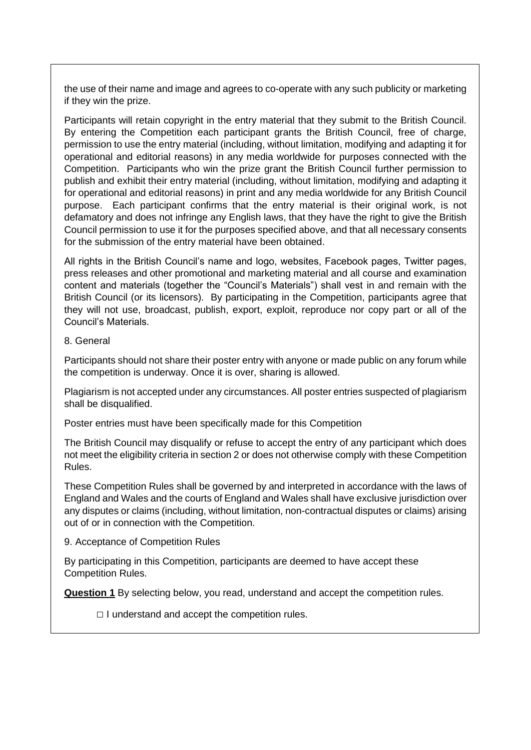the use of their name and image and agrees to co-operate with any such publicity or marketing if they win the prize.

Participants will retain copyright in the entry material that they submit to the British Council. By entering the Competition each participant grants the British Council, free of charge, permission to use the entry material (including, without limitation, modifying and adapting it for operational and editorial reasons) in any media worldwide for purposes connected with the Competition. Participants who win the prize grant the British Council further permission to publish and exhibit their entry material (including, without limitation, modifying and adapting it for operational and editorial reasons) in print and any media worldwide for any British Council purpose. Each participant confirms that the entry material is their original work, is not defamatory and does not infringe any English laws, that they have the right to give the British Council permission to use it for the purposes specified above, and that all necessary consents for the submission of the entry material have been obtained.

All rights in the British Council's name and logo, websites, Facebook pages, Twitter pages, press releases and other promotional and marketing material and all course and examination content and materials (together the "Council's Materials") shall vest in and remain with the British Council (or its licensors). By participating in the Competition, participants agree that they will not use, broadcast, publish, export, exploit, reproduce nor copy part or all of the Council's Materials.

8. General

Participants should not share their poster entry with anyone or made public on any forum while the competition is underway. Once it is over, sharing is allowed.

Plagiarism is not accepted under any circumstances. All poster entries suspected of plagiarism shall be disqualified.

Poster entries must have been specifically made for this Competition

The British Council may disqualify or refuse to accept the entry of any participant which does not meet the eligibility criteria in section 2 or does not otherwise comply with these Competition Rules.

These Competition Rules shall be governed by and interpreted in accordance with the laws of England and Wales and the courts of England and Wales shall have exclusive jurisdiction over any disputes or claims (including, without limitation, non-contractual disputes or claims) arising out of or in connection with the Competition.

9. Acceptance of Competition Rules

By participating in this Competition, participants are deemed to have accept these Competition Rules.

**Question 1** By selecting below, you read, understand and accept the competition rules.

□ I understand and accept the competition rules.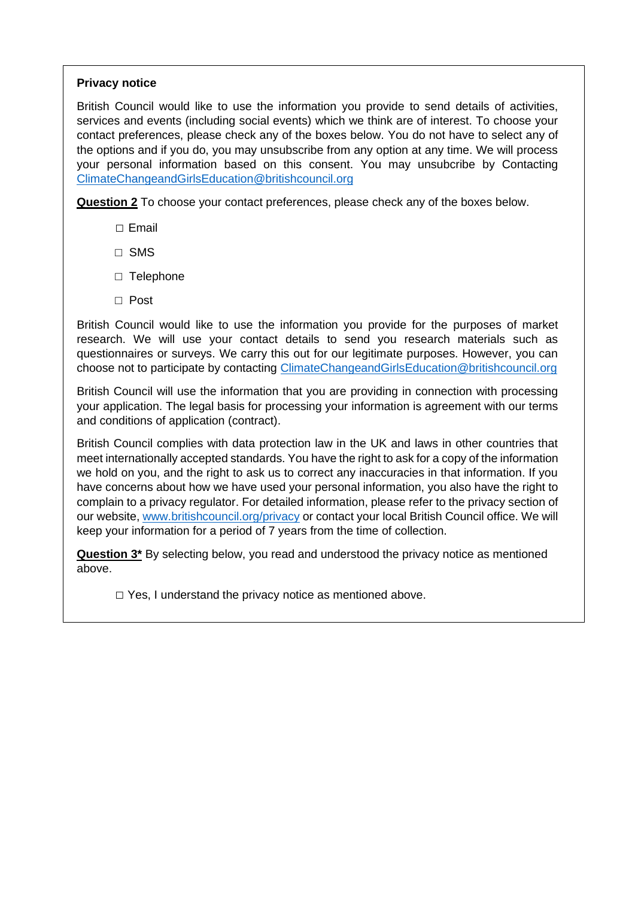**Privacy notice**

British Council would like to use the information you provide to send details of activities, services and events (including social events) which we think are of interest. To choose your contact preferences, please check any of the boxes below. You do not have to select any of the options and if you do, you may unsubscribe from any option at any time. We will process your personal information based on this consent. You may unsubcribe by Contacting ClimateChangeandGirlsEducation@britishcouncil.org

**Question 2** To choose your contact preferences, please check any of the boxes below.

- ☐ Email
- ☐ SMS
- ☐ Telephone
- ☐ Post

British Council would like to use the information you provide for the purposes of market research. We will use your contact details to send you research materials such as questionnaires or surveys. We carry this out for our legitimate purposes. However, you can choose not to participate by contacting ClimateChangeandGirlsEducation@britishcouncil.org

British Council will use the information that you are providing in connection with processing your application. The legal basis for processing your information is agreement with our terms and conditions of application (contract).

British Council complies with data protection law in the UK and laws in other countries that meet internationally accepted standards. You have the right to ask for a copy of the information we hold on you, and the right to ask us to correct any inaccuracies in that information. If you have concerns about how we have used your personal information, you also have the right to complain to a privacy regulator. For detailed information, please refer to the privacy section of our website, www.britishcouncil.org/privacy or contact your local British Council office. We will keep your information for a period of 7 years from the time of collection.

**Question 3*** By selecting below, you read and understood the privacy notice as mentioned above.

- ☐ Yes, I understand the privacy notice as mentioned above.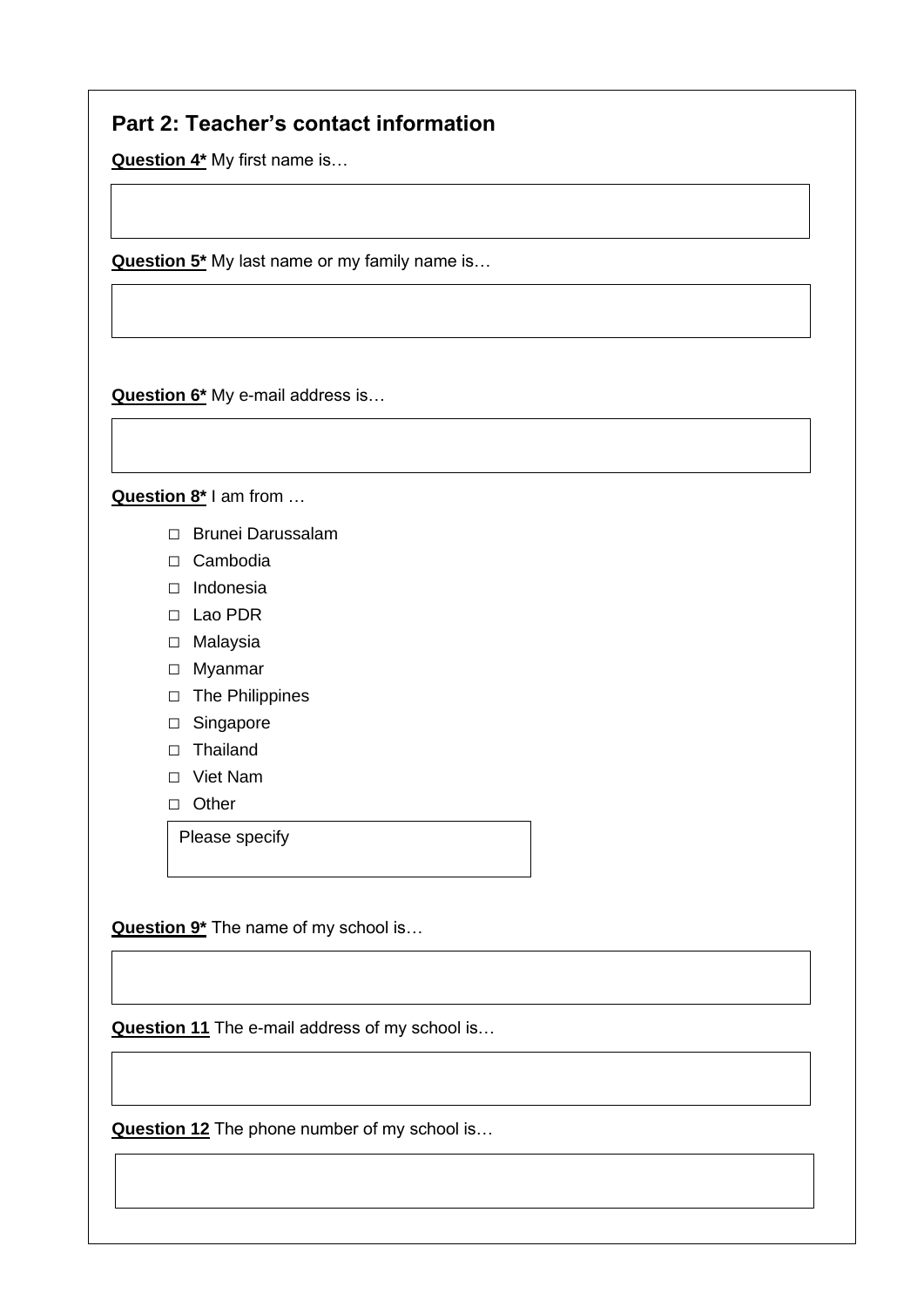## Part 2: Teacher's contact information

**<u>Question 4*</u>** My first name is…

**<u>Question 5*</u>** My last name or my family name is…

**<u>Question 6*</u>** My e-mail address is…

**<u>Question 8*</u>** I am from …

- □ Brunei Darussalam
- □ Cambodia
- □ Indonesia
- □ Lao PDR
- □ Malaysia
- □ Myanmar
- □ The Philippines
- □ Singapore
- □ Thailand
- □ Viet Nam
- □ Other

Please specify

**<u>Question 9*</u>** The name of my school is…

**<u>Question 11</u>** The e-mail address of my school is…

**<u>Question 12</u>** The phone number of my school is…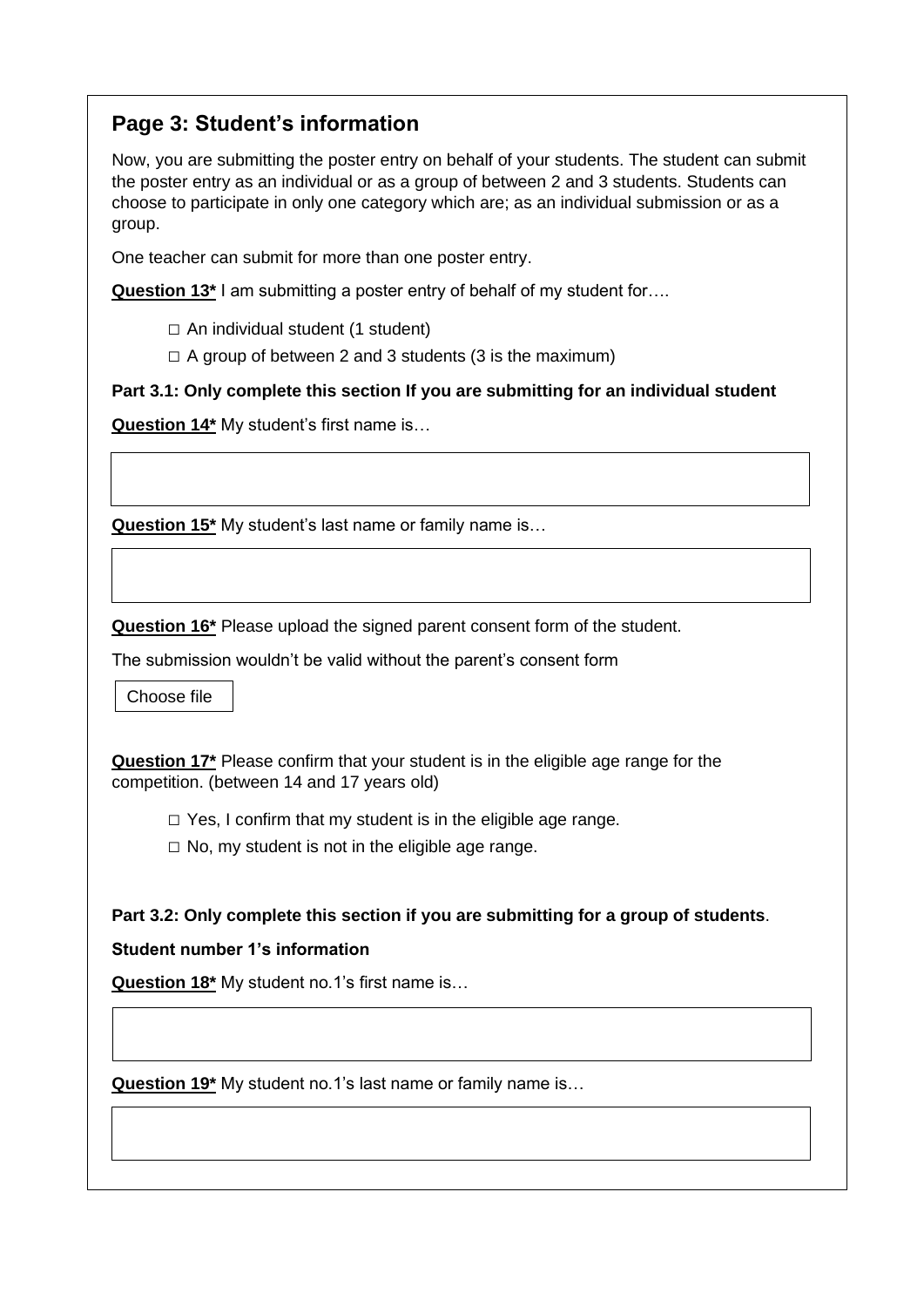## Page 3: Student's information

Now, you are submitting the poster entry on behalf of your students. The student can submit the poster entry as an individual or as a group of between 2 and 3 students. Students can choose to participate in only one category which are; as an individual submission or as a group.

One teacher can submit for more than one poster entry.

**Question 13*** I am submitting a poster entry of behalf of my student for….

- □ An individual student (1 student)
- □ A group of between 2 and 3 students (3 is the maximum)

**Part 3.1: Only complete this section If you are submitting for an individual student**

**Question 14*** My student's first name is…

**Question 15*** My student's last name or family name is…

**Question 16*** Please upload the signed parent consent form of the student.

The submission wouldn't be valid without the parent's consent form

Choose file

**Question 17*** Please confirm that your student is in the eligible age range for the competition. (between 14 and 17 years old)

- □ Yes, I confirm that my student is in the eligible age range.
- □ No, my student is not in the eligible age range.

**Part 3.2: Only complete this section if you are submitting for a group of students**.

**Student number 1's information**

**Question 18*** My student no.1's first name is…

**Question 19*** My student no.1's last name or family name is…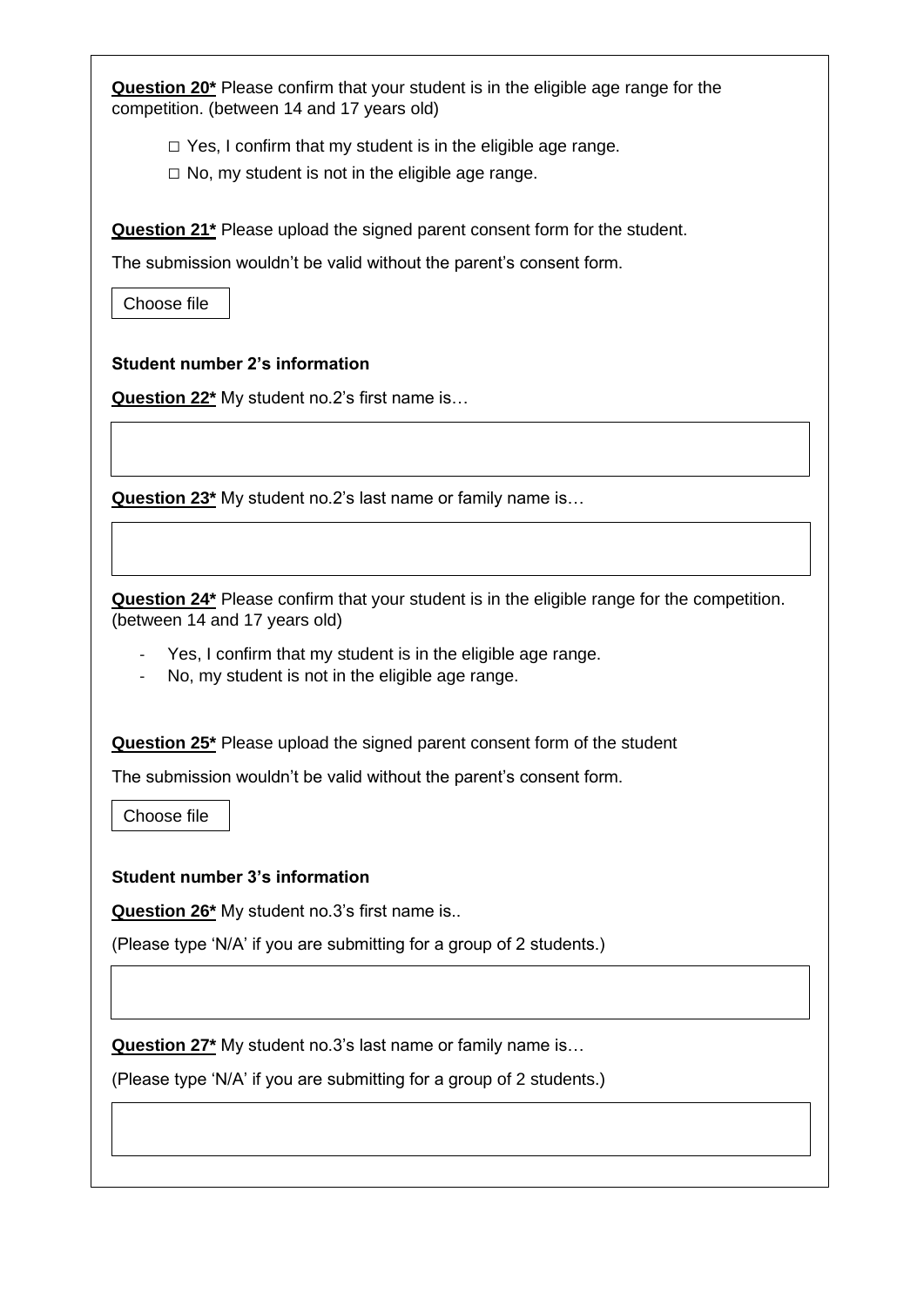**<u>Question 20*</u>** Please confirm that your student is in the eligible age range for the competition. (between 14 and 17 years old)

□ Yes, I confirm that my student is in the eligible age range.

□ No, my student is not in the eligible age range.

**<u>Question 21*</u>** Please upload the signed parent consent form for the student.

The submission wouldn't be valid without the parent's consent form.

Choose file

**Student number 2's information**

**<u>Question 22*</u>** My student no.2's first name is…

**<u>Question 23*</u>** My student no.2's last name or family name is…

**<u>Question 24*</u>** Please confirm that your student is in the eligible range for the competition. (between 14 and 17 years old)

- Yes, I confirm that my student is in the eligible age range.
- No, my student is not in the eligible age range.

**<u>Question 25*</u>** Please upload the signed parent consent form of the student

The submission wouldn't be valid without the parent's consent form.

Choose file

**Student number 3's information**

**<u>Question 26*</u>** My student no.3's first name is..

(Please type 'N/A' if you are submitting for a group of 2 students.)

**<u>Question 27*</u>** My student no.3's last name or family name is…

(Please type 'N/A' if you are submitting for a group of 2 students.)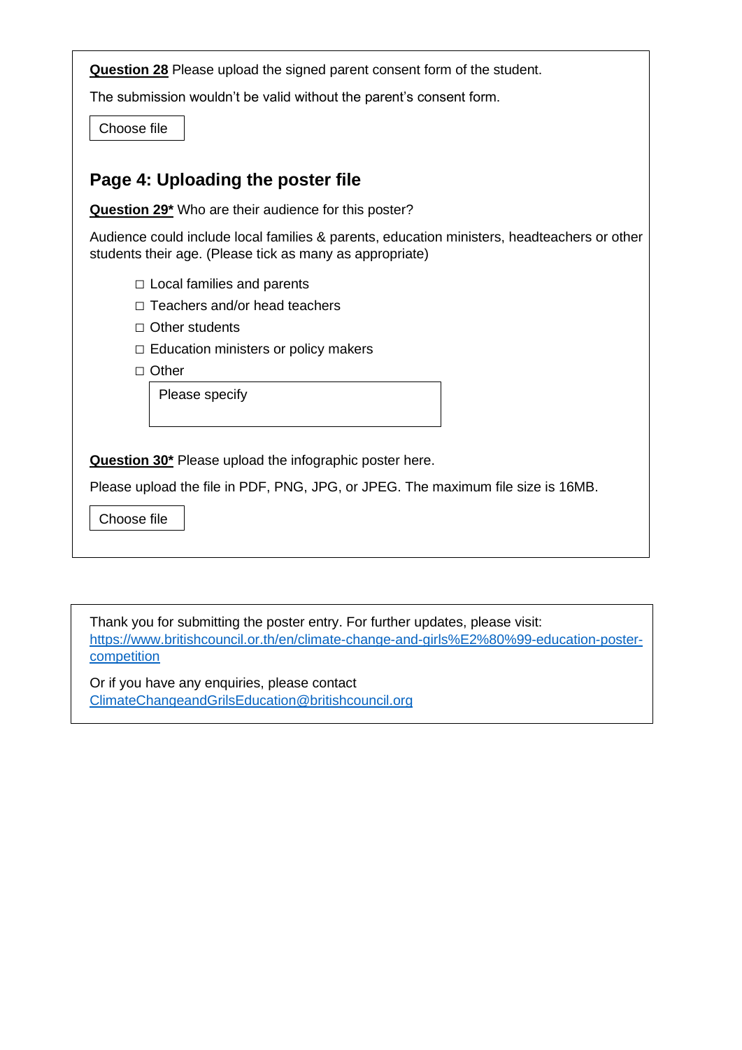**<u>Question 28</u>** Please upload the signed parent consent form of the student.

The submission wouldn't be valid without the parent's consent form.

Choose file

## Page 4: Uploading the poster file

**<u>Question 29*</u>** Who are their audience for this poster?

Audience could include local families & parents, education ministers, headteachers or other students their age. (Please tick as many as appropriate)

- ☐ Local families and parents
- ☐ Teachers and/or head teachers
- ☐ Other students
- ☐ Education ministers or policy makers
- ☐ Other

Please specify

**<u>Question 30*</u>** Please upload the infographic poster here.

Please upload the file in PDF, PNG, JPG, or JPEG. The maximum file size is 16MB.

Choose file

Thank you for submitting the poster entry. For further updates, please visit: [https://www.britishcouncil.or.th/en/climate-change-and-girls%E2%80%99-education-poster-competition](https://www.britishcouncil.or.th/en/climate-change-and-girls%E2%80%99-education-poster-competition)

Or if you have any enquiries, please contact [ClimateChangeandGrilsEducation@britishcouncil.org](mailto:ClimateChangeandGrilsEducation@britishcouncil.org)